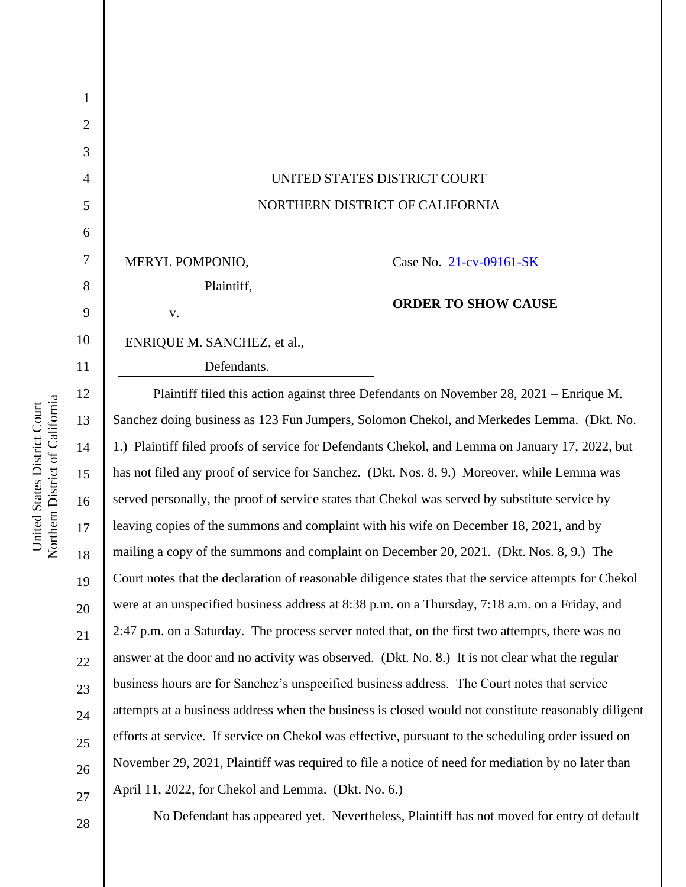UNITED STATES DISTRICT COURT

NORTHERN DISTRICT OF CALIFORNIA

MERYL POMPONIO,

Plaintiff,

v.

ENRIQUE M. SANCHEZ, et al.,

Defendants.

Case No. 21-cv-09161-SK

**ORDER TO SHOW CAUSE**

Plaintiff filed this action against three Defendants on November 28, 2021 – Enrique M. Sanchez doing business as 123 Fun Jumpers, Solomon Chekol, and Merkedes Lemma. (Dkt. No. 1.) Plaintiff filed proofs of service for Defendants Chekol, and Lemma on January 17, 2022, but has not filed any proof of service for Sanchez. (Dkt. Nos. 8, 9.) Moreover, while Lemma was served personally, the proof of service states that Chekol was served by substitute service by leaving copies of the summons and complaint with his wife on December 18, 2021, and by mailing a copy of the summons and complaint on December 20, 2021. (Dkt. Nos. 8, 9.) The Court notes that the declaration of reasonable diligence states that the service attempts for Chekol were at an unspecified business address at 8:38 p.m. on a Thursday, 7:18 a.m. on a Friday, and 2:47 p.m. on a Saturday. The process server noted that, on the first two attempts, there was no answer at the door and no activity was observed. (Dkt. No. 8.) It is not clear what the regular business hours are for Sanchez's unspecified business address. The Court notes that service attempts at a business address when the business is closed would not constitute reasonably diligent efforts at service. If service on Chekol was effective, pursuant to the scheduling order issued on November 29, 2021, Plaintiff was required to file a notice of need for mediation by no later than April 11, 2022, for Chekol and Lemma. (Dkt. No. 6.)

No Defendant has appeared yet. Nevertheless, Plaintiff has not moved for entry of default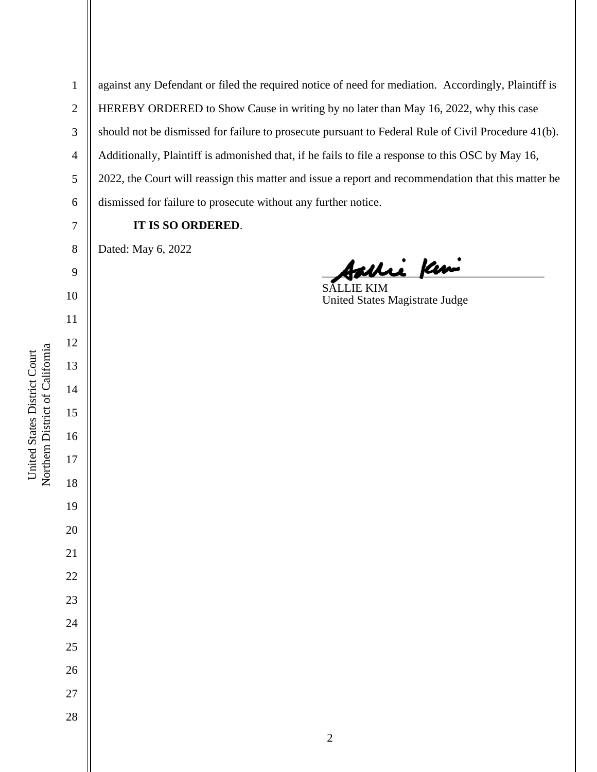against any Defendant or filed the required notice of need for mediation. Accordingly, Plaintiff is HEREBY ORDERED to Show Cause in writing by no later than May 16, 2022, why this case should not be dismissed for failure to prosecute pursuant to Federal Rule of Civil Procedure 41(b). Additionally, Plaintiff is admonished that, if he fails to file a response to this OSC by May 16, 2022, the Court will reassign this matter and issue a report and recommendation that this matter be dismissed for failure to prosecute without any further notice.

**IT IS SO ORDERED**.

Dated: May 6, 2022

SALLIE KIM
United States Magistrate Judge